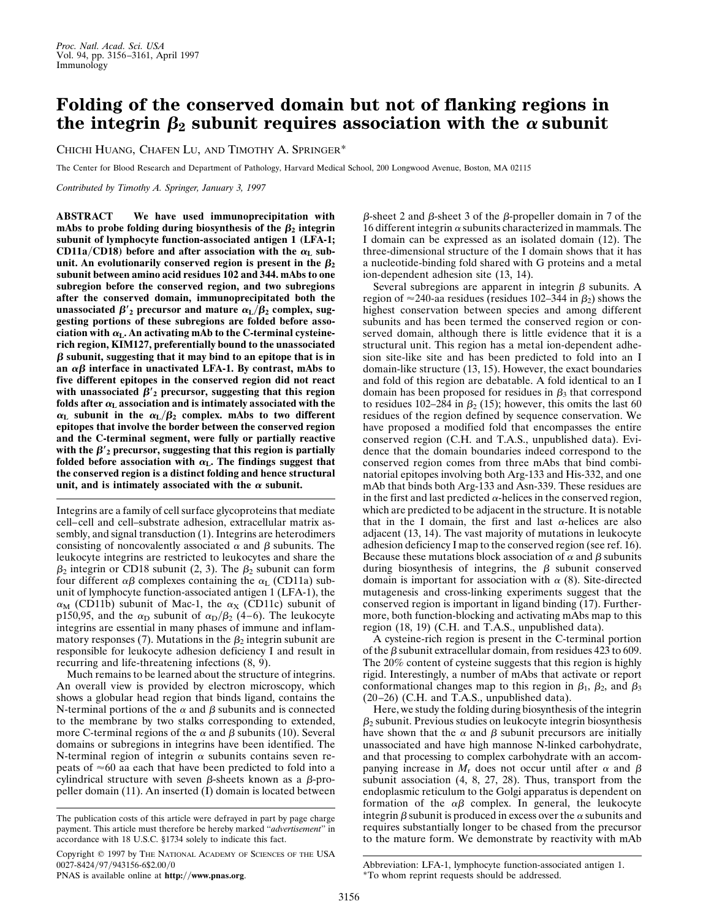# Folding of the conserved domain but not of flanking regions in the integrin $\beta_2$ subunit requires association with the $\alpha$ subunit

CHICHI HUANG, CHAFEN LU, AND TIMOTHY A. SPRINGER*

The Center for Blood Research and Department of Pathology, Harvard Medical School, 200 Longwood Avenue, Boston, MA 02115

*Contributed by Timothy A. Springer, January 3, 1997*

**ABSTRACT** We have used immunoprecipitation with mAbs to probe folding during biosynthesis of the $\beta_2$ integrin subunit of lymphocyte function-associated antigen 1 (LFA-1; CD11a/CD18) before and after association with the $\alpha_L$ subunit. An evolutionarily conserved region is present in the $\beta_2$ subunit between amino acid residues 102 and 344. mAbs to one subregion before the conserved region, and two subregions after the conserved domain, immunoprecipitated both the unassociated $\beta'_2$ precursor and mature $\alpha_L/\beta_2$ complex, suggesting portions of these subregions are folded before association with $\alpha_L$. An activating mAb to the C-terminal cysteine-rich region, KIM127, preferentially bound to the unassociated $\beta$ subunit, suggesting that it may bind to an epitope that is in an $\alpha\beta$ interface in unactivated LFA-1. By contrast, mAbs to five different epitopes in the conserved region did not react with unassociated $\beta'_2$ precursor, suggesting that this region folds after $\alpha_L$ association and is intimately associated with the $\alpha_L$ subunit in the $\alpha_L/\beta_2$ complex. mAbs to two different epitopes that involve the border between the conserved region and the C-terminal segment, were fully or partially reactive with the $\beta'_2$ precursor, suggesting that this region is partially folded before association with $\alpha_L$. The findings suggest that the conserved region is a distinct folding and hence structural unit, and is intimately associated with the $\alpha$ subunit.

Integrins are a family of cell surface glycoproteins that mediate cell–cell and cell–substrate adhesion, extracellular matrix assembly, and signal transduction (1). Integrins are heterodimers consisting of noncovalently associated $\alpha$ and $\beta$ subunits. The leukocyte integrins are restricted to leukocytes and share the $\beta_2$ integrin or CD18 subunit (2, 3). The $\beta_2$ subunit can form four different $\alpha\beta$ complexes containing the $\alpha_L$ (CD11a) subunit of lymphocyte function-associated antigen 1 (LFA-1), the $\alpha_M$ (CD11b) subunit of Mac-1, the $\alpha_X$ (CD11c) subunit of p150,95, and the $\alpha_D$ subunit of $\alpha_D/\beta_2$ (4–6). The leukocyte integrins are essential in many phases of immune and inflammatory responses (7). Mutations in the $\beta_2$ integrin subunit are responsible for leukocyte adhesion deficiency I and result in recurring and life-threatening infections (8, 9).

Much remains to be learned about the structure of integrins. An overall view is provided by electron microscopy, which shows a globular head region that binds ligand, contains the N-terminal portions of the $\alpha$ and $\beta$ subunits and is connected to the membrane by two stalks corresponding to extended, more C-terminal regions of the $\alpha$ and $\beta$ subunits (10). Several domains or subregions in integrins have been identified. The N-terminal region of integrin $\alpha$ subunits contains seven repeats of $\approx$60 aa each that have been predicted to fold into a cylindrical structure with seven $\beta$-sheets known as a $\beta$-propeller domain (11). An inserted (I) domain is located between $\beta$-sheet 2 and $\beta$-sheet 3 of the $\beta$-propeller domain in 7 of the 16 different integrin $\alpha$ subunits characterized in mammals. The I domain can be expressed as an isolated domain (12). The three-dimensional structure of the I domain shows that it has a nucleotide-binding fold shared with G proteins and a metal ion-dependent adhesion site (13, 14).

Several subregions are apparent in integrin $\beta$ subunits. A region of $\approx$240-aa residues (residues 102–344 in $\beta_2$) shows the highest conservation between species and among different subunits and has been termed the conserved region or conserved domain, although there is little evidence that it is a structural unit. This region has a metal ion-dependent adhesion site-like site and has been predicted to fold into an I domain-like structure (13, 15). However, the exact boundaries and fold of this region are debatable. A fold identical to an I domain has been proposed for residues in $\beta_3$ that correspond to residues 102–284 in $\beta_2$ (15); however, this omits the last 60 residues of the region defined by sequence conservation. We have proposed a modified fold that encompasses the entire conserved region (C.H. and T.A.S., unpublished data). Evidence that the domain boundaries indeed correspond to the conserved region comes from three mAbs that bind combinatorial epitopes involving both Arg-133 and His-332, and one mAb that binds both Arg-133 and Asn-339. These residues are in the first and last predicted $\alpha$-helices in the conserved region, which are predicted to be adjacent in the structure. It is notable that in the I domain, the first and last $\alpha$-helices are also adjacent (13, 14). The vast majority of mutations in leukocyte adhesion deficiency I map to the conserved region (see ref. 16). Because these mutations block association of $\alpha$ and $\beta$ subunits during biosynthesis of integrins, the $\beta$ subunit conserved domain is important for association with $\alpha$ (8). Site-directed mutagenesis and cross-linking experiments suggest that the conserved region is important in ligand binding (17). Furthermore, both function-blocking and activating mAbs map to this region (18, 19) (C.H. and T.A.S., unpublished data).

A cysteine-rich region is present in the C-terminal portion of the $\beta$ subunit extracellular domain, from residues 423 to 609. The 20% content of cysteine suggests that this region is highly rigid. Interestingly, a number of mAbs that activate or report conformational changes map to this region in $\beta_1$, $\beta_2$, and $\beta_3$ (20–26) (C.H. and T.A.S., unpublished data).

Here, we study the folding during biosynthesis of the integrin $\beta_2$ subunit. Previous studies on leukocyte integrin biosynthesis have shown that the $\alpha$ and $\beta$ subunit precursors are initially unassociated and have high mannose N-linked carbohydrate, and that processing to complex carbohydrate with an accompanying increase in $M_r$ does not occur until after $\alpha$ and $\beta$ subunit association (4, 8, 27, 28). Thus, transport from the endoplasmic reticulum to the Golgi apparatus is dependent on formation of the $\alpha\beta$ complex. In general, the leukocyte integrin $\beta$ subunit is produced in excess over the $\alpha$ subunits and requires substantially longer to be chased from the precursor to the mature form. We demonstrate by reactivity with mAb

---

The publication costs of this article were defrayed in part by page charge payment. This article must therefore be hereby marked "*advertisement*" in accordance with 18 U.S.C. §1734 solely to indicate this fact.

Copyright © 1997 by THE NATIONAL ACADEMY OF SCIENCES OF THE USA
0027-8424/97/943156-6$2.00/0
PNAS is available online at **http://www.pnas.org**.

Abbreviation: LFA-1, lymphocyte function-associated antigen 1.
*To whom reprint requests should be addressed.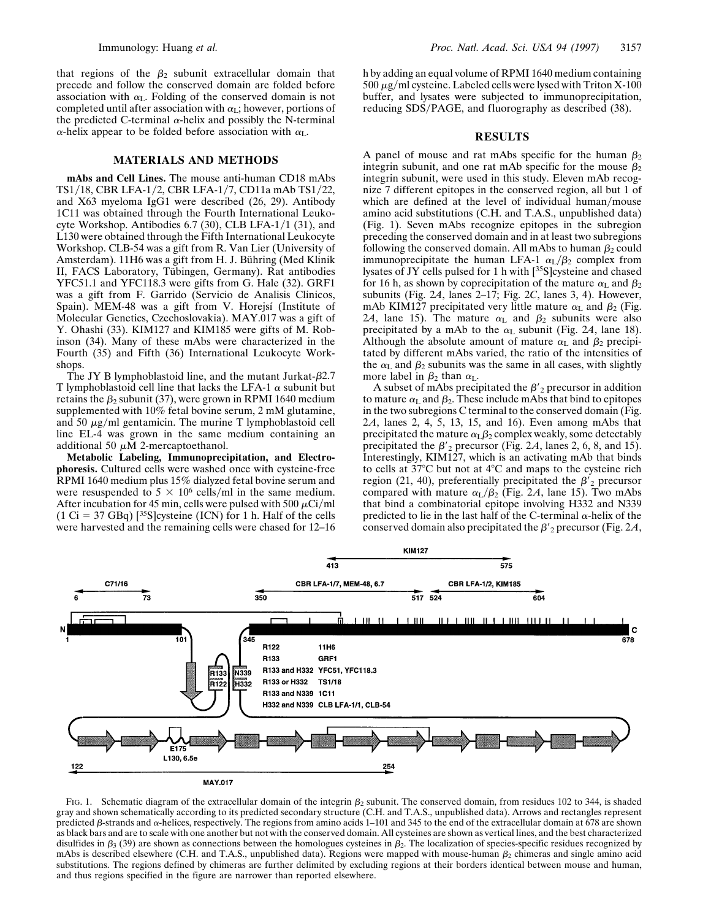that regions of the $\beta_2$ subunit extracellular domain that precede and follow the conserved domain are folded before association with $\alpha_L$. Folding of the conserved domain is not completed until after association with $\alpha_L$; however, portions of the predicted C-terminal $\alpha$-helix and possibly the N-terminal $\alpha$-helix appear to be folded before association with $\alpha_L$.

## MATERIALS AND METHODS

**mAbs and Cell Lines.** The mouse anti-human CD18 mAbs TS1/18, CBR LFA-1/2, CBR LFA-1/7, CD11a mAb TS1/22, and X63 myeloma IgG1 were described (26, 29). Antibody 1C11 was obtained through the Fourth International Leukocyte Workshop. Antibodies 6.7 (30), CLB LFA-1/1 (31), and L130 were obtained through the Fifth International Leukocyte Workshop. CLB-54 was a gift from R. Van Lier (University of Amsterdam). 11H6 was a gift from H. J. Bühring (Med Klinik II, FACS Laboratory, Tübingen, Germany). Rat antibodies YFC51.1 and YFC118.3 were gifts from G. Hale (32). GRF1 was a gift from F. Garrido (Servicio de Analisis Clinicos, Spain). MEM-48 was a gift from V. Horejsí (Institute of Molecular Genetics, Czechoslovakia). MAY.017 was a gift of Y. Ohashi (33). KIM127 and KIM185 were gifts of M. Robinson (34). Many of these mAbs were characterized in the Fourth (35) and Fifth (36) International Leukocyte Workshops.

The JY B lymphoblastoid line, and the mutant Jurkat-$\beta$2.7 T lymphoblastoid cell line that lacks the LFA-1 $\alpha$ subunit but retains the $\beta_2$ subunit (37), were grown in RPMI 1640 medium supplemented with 10% fetal bovine serum, 2 mM glutamine, and 50 $\mu$g/ml gentamicin. The murine T lymphoblastoid cell line EL-4 was grown in the same medium containing an additional 50 $\mu$M 2-mercaptoethanol.

**Metabolic Labeling, Immunoprecipitation, and Electrophoresis.** Cultured cells were washed once with cysteine-free RPMI 1640 medium plus 15% dialyzed fetal bovine serum and were resuspended to $5 \times 10^6$ cells/ml in the same medium. After incubation for 45 min, cells were pulsed with 500 $\mu$Ci/ml (1 Ci = 37 GBq) [$^{35}$S]cysteine (ICN) for 1 h. Half of the cells were harvested and the remaining cells were chased for 12–16 h by adding an equal volume of RPMI 1640 medium containing 500 $\mu$g/ml cysteine. Labeled cells were lysed with Triton X-100 buffer, and lysates were subjected to immunoprecipitation, reducing SDS/PAGE, and fluorography as described (38).

## RESULTS

A panel of mouse and rat mAbs specific for the human $\beta_2$ integrin subunit, and one rat mAb specific for the mouse $\beta_2$ integrin subunit, were used in this study. Eleven mAb recognize 7 different epitopes in the conserved region, all but 1 of which are defined at the level of individual human/mouse amino acid substitutions (C.H. and T.A.S., unpublished data) (Fig. 1). Seven mAbs recognize epitopes in the subregion preceding the conserved domain and in at least two subregions following the conserved domain. All mAbs to human $\beta_2$ could immunoprecipitate the human LFA-1 $\alpha_L/\beta_2$ complex from lysates of JY cells pulsed for 1 h with [$^{35}$S]cysteine and chased for 16 h, as shown by coprecipitation of the mature $\alpha_L$ and $\beta_2$ subunits (Fig. 2*A*, lanes 2–17; Fig. 2*C*, lanes 3, 4). However, mAb KIM127 precipitated very little mature $\alpha_L$ and $\beta_2$ (Fig. 2*A*, lane 15). The mature $\alpha_L$ and $\beta_2$ subunits were also precipitated by a mAb to the $\alpha_L$ subunit (Fig. 2*A*, lane 18). Although the absolute amount of mature $\alpha_L$ and $\beta_2$ precipitated by different mAbs varied, the ratio of the intensities of the $\alpha_L$ and $\beta_2$ subunits was the same in all cases, with slightly more label in $\beta_2$ than $\alpha_L$.

A subset of mAbs precipitated the $\beta'_2$ precursor in addition to mature $\alpha_L$ and $\beta_2$. These include mAbs that bind to epitopes in the two subregions C terminal to the conserved domain (Fig. 2*A*, lanes 2, 4, 5, 13, 15, and 16). Even among mAbs that precipitated the mature $\alpha_L\beta_2$ complex weakly, some detectably precipitated the $\beta'_2$ precursor (Fig. 2*A*, lanes 2, 6, 8, and 15). Interestingly, KIM127, which is an activating mAb that binds to cells at 37°C but not at 4°C and maps to the cysteine rich region (21, 40), preferentially precipitated the $\beta'_2$ precursor compared with mature $\alpha_L/\beta_2$ (Fig. 2*A*, lane 15). Two mAbs that bind a combinatorial epitope involving H332 and N339 predicted to lie in the last half of the C-terminal $\alpha$-helix of the conserved domain also precipitated the $\beta'_2$ precursor (Fig. 2*A*,

FIG. 1. Schematic diagram of the extracellular domain of the integrin $\beta_2$ subunit. The conserved domain, from residues 102 to 344, is shaded gray and shown schematically according to its predicted secondary structure (C.H. and T.A.S., unpublished data). Arrows and rectangles represent predicted $\beta$-strands and $\alpha$-helices, respectively. The regions from amino acids 1–101 and 345 to the end of the extracellular domain at 678 are shown as black bars and are to scale with one another but not with the conserved domain. All cysteines are shown as vertical lines, and the best characterized disulfides in $\beta_3$ (39) are shown as connections between the homologues cysteines in $\beta_2$. The localization of species-specific residues recognized by mAbs is described elsewhere (C.H. and T.A.S., unpublished data). Regions were mapped with mouse-human $\beta_2$ chimeras and single amino acid substitutions. The regions defined by chimeras are further delimited by excluding regions at their borders identical between mouse and human, and thus regions specified in the figure are narrower than reported elsewhere.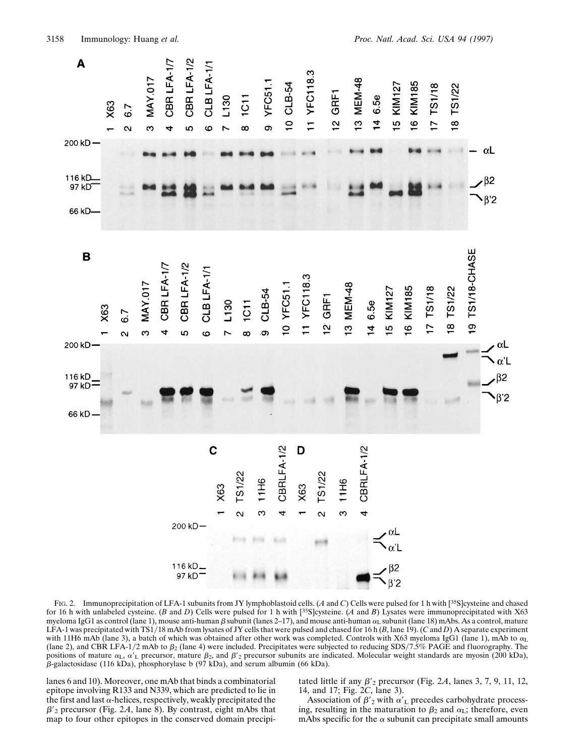FIG. 2. Immunoprecipitation of LFA-1 subunits from JY lymphoblastoid cells. (*A* and *C*) Cells were pulsed for 1 h with [$^{35}$S]cysteine and chased for 16 h with unlabeled cysteine. (*B* and *D*) Cells were pulsed for 1 h with [$^{35}$S]cysteine. (*A* and *B*) Lysates were immunoprecipitated with X63 myeloma IgG1 as control (lane 1), mouse anti-human $\beta$ subunit (lanes 2–17), and mouse anti-human $\alpha_L$ subunit (lane 18) mAbs. As a control, mature LFA-1 was precipitated with TS1/18 mAb from lysates of JY cells that were pulsed and chased for 16 h (*B*, lane 19). (*C* and *D*) A separate experiment with 11H6 mAb (lane 3), a batch of which was obtained after other work was completed. Controls with X63 myeloma IgG1 (lane 1), mAb to $\alpha_L$ (lane 2), and CBR LFA-1/2 mAb to $\beta_2$ (lane 4) were included. Precipitates were subjected to reducing SDS/7.5% PAGE and fluorography. The positions of mature $\alpha_L$, $\alpha'_L$ precursor, mature $\beta_2$, and $\beta'_2$ precursor subunits are indicated. Molecular weight standards are myosin (200 kDa), $\beta$-galactosidase (116 kDa), phosphorylase b (97 kDa), and serum albumin (66 kDa).

lanes 6 and 10). Moreover, one mAb that binds a combinatorial epitope involving R133 and N339, which are predicted to lie in the first and last $\alpha$-helices, respectively, weakly precipitated the $\beta'_2$ precursor (Fig. 2*A*, lane 8). By contrast, eight mAbs that map to four other epitopes in the conserved domain precipitated little if any $\beta'_2$ precursor (Fig. 2*A*, lanes 3, 7, 9, 11, 12, 14, and 17; Fig. 2*C*, lane 3).

Association of $\beta'_2$ with $\alpha'_L$ precedes carbohydrate processing, resulting in the maturation to $\beta_2$ and $\alpha_L$; therefore, even mAbs specific for the $\alpha$ subunit can precipitate small amounts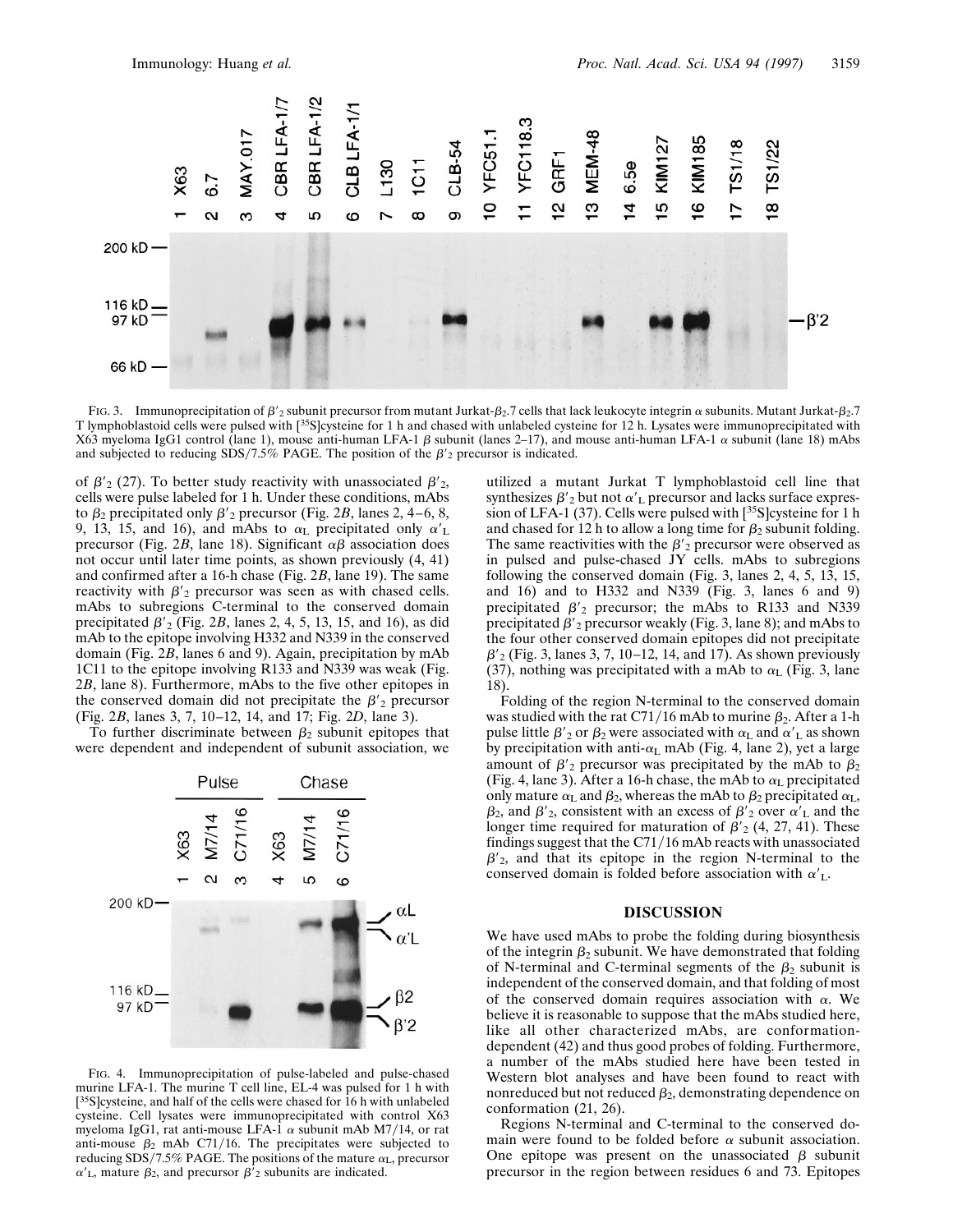FIG. 3. Immunoprecipitation of $\beta'_2$ subunit precursor from mutant Jurkat-$\beta_2$.7 cells that lack leukocyte integrin $\alpha$ subunits. Mutant Jurkat-$\beta_2$.7 T lymphoblastoid cells were pulsed with [$^{35}$S]cysteine for 1 h and chased with unlabeled cysteine for 12 h. Lysates were immunoprecipitated with X63 myeloma IgG1 control (lane 1), mouse anti-human LFA-1 $\beta$ subunit (lanes 2–17), and mouse anti-human LFA-1 $\alpha$ subunit (lane 18) mAbs and subjected to reducing SDS/7.5% PAGE. The position of the $\beta'_2$ precursor is indicated.

of $\beta'_2$ (27). To better study reactivity with unassociated $\beta'_2$, cells were pulse labeled for 1 h. Under these conditions, mAbs to $\beta_2$ precipitated only $\beta'_2$ precursor (Fig. 2*B*, lanes 2, 4–6, 8, 9, 13, 15, and 16), and mAbs to $\alpha_L$ precipitated only $\alpha'_L$ precursor (Fig. 2*B*, lane 18). Significant $\alpha\beta$ association does not occur until later time points, as shown previously (4, 41) and confirmed after a 16-h chase (Fig. 2*B*, lane 19). The same reactivity with $\beta'_2$ precursor was seen as with chased cells. mAbs to subregions C-terminal to the conserved domain precipitated $\beta'_2$ (Fig. 2*B*, lanes 2, 4, 5, 13, 15, and 16), as did mAb to the epitope involving H332 and N339 in the conserved domain (Fig. 2*B*, lanes 6 and 9). Again, precipitation by mAb 1C11 to the epitope involving R133 and N339 was weak (Fig. 2*B*, lane 8). Furthermore, mAbs to the five other epitopes in the conserved domain did not precipitate the $\beta'_2$ precursor (Fig. 2*B*, lanes 3, 7, 10–12, 14, and 17; Fig. 2*D*, lane 3).

To further discriminate between $\beta_2$ subunit epitopes that were dependent and independent of subunit association, we utilized a mutant Jurkat T lymphoblastoid cell line that synthesizes $\beta'_2$ but not $\alpha'_L$ precursor and lacks surface expression of LFA-1 (37). Cells were pulsed with [$^{35}$S]cysteine for 1 h and chased for 12 h to allow a long time for $\beta_2$ subunit folding. The same reactivities with the $\beta'_2$ precursor were observed as in pulsed and pulse-chased JY cells. mAbs to subregions following the conserved domain (Fig. 3, lanes 2, 4, 5, 13, 15, and 16) and to H332 and N339 (Fig. 3, lanes 6 and 9) precipitated $\beta'_2$ precursor; the mAbs to R133 and N339 precipitated $\beta'_2$ precursor weakly (Fig. 3, lane 8); and mAbs to the four other conserved domain epitopes did not precipitate $\beta'_2$ (Fig. 3, lanes 3, 7, 10–12, 14, and 17). As shown previously (37), nothing was precipitated with a mAb to $\alpha_L$ (Fig. 3, lane 18).

Folding of the region N-terminal to the conserved domain was studied with the rat C71/16 mAb to murine $\beta_2$. After a 1-h pulse little $\beta'_2$ or $\beta_2$ were associated with $\alpha_L$ and $\alpha'_L$ as shown by precipitation with anti-$\alpha_L$ mAb (Fig. 4, lane 2), yet a large amount of $\beta'_2$ precursor was precipitated by the mAb to $\beta_2$ (Fig. 4, lane 3). After a 16-h chase, the mAb to $\alpha_L$ precipitated only mature $\alpha_L$ and $\beta_2$, whereas the mAb to $\beta_2$ precipitated $\alpha_L$, $\beta_2$, and $\beta'_2$, consistent with an excess of $\beta'_2$ over $\alpha'_L$ and the longer time required for maturation of $\beta'_2$ (4, 27, 41). These findings suggest that the C71/16 mAb reacts with unassociated $\beta'_2$, and that its epitope in the region N-terminal to the conserved domain is folded before association with $\alpha'_L$.

FIG. 4. Immunoprecipitation of pulse-labeled and pulse-chased murine LFA-1. The murine T cell line, EL-4 was pulsed for 1 h with [$^{35}$S]cysteine, and half of the cells were chased for 16 h with unlabeled cysteine. Cell lysates were immunoprecipitated with control X63 myeloma IgG1, rat anti-mouse LFA-1 $\alpha$ subunit mAb M7/14, or rat anti-mouse $\beta_2$ mAb C71/16. The precipitates were subjected to reducing SDS/7.5% PAGE. The positions of the mature $\alpha_L$, precursor $\alpha'_L$, mature $\beta_2$, and precursor $\beta'_2$ subunits are indicated.

## DISCUSSION

We have used mAbs to probe the folding during biosynthesis of the integrin $\beta_2$ subunit. We have demonstrated that folding of N-terminal and C-terminal segments of the $\beta_2$ subunit is independent of the conserved domain, and that folding of most of the conserved domain requires association with $\alpha$. We believe it is reasonable to suppose that the mAbs studied here, like all other characterized mAbs, are conformation-dependent (42) and thus good probes of folding. Furthermore, a number of the mAbs studied here have been tested in Western blot analyses and have been found to react with nonreduced but not reduced $\beta_2$, demonstrating dependence on conformation (21, 26).

Regions N-terminal and C-terminal to the conserved domain were found to be folded before $\alpha$ subunit association. One epitope was present on the unassociated $\beta$ subunit precursor in the region between residues 6 and 73. Epitopes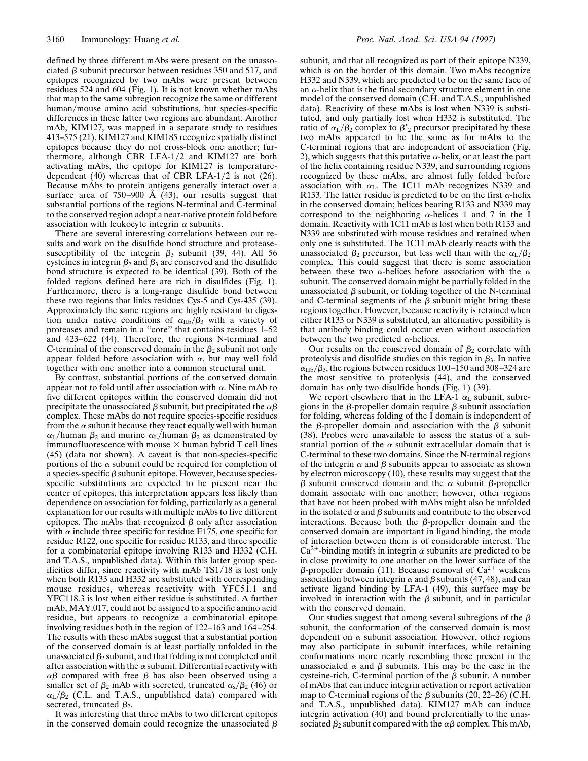defined by three different mAbs were present on the unassociated β subunit precursor between residues 350 and 517, and epitopes recognized by two mAbs were present between residues 524 and 604 (Fig. 1). It is not known whether mAbs that map to the same subregion recognize the same or different human/mouse amino acid substitutions, but species-specific differences in these latter two regions are abundant. Another mAb, KIM127, was mapped in a separate study to residues 413–575 (21). KIM127 and KIM185 recognize spatially distinct epitopes because they do not cross-block one another; furthermore, although CBR LFA-1/2 and KIM127 are both activating mAbs, the epitope for KIM127 is temperature-dependent (40) whereas that of CBR LFA-1/2 is not (26). Because mAbs to protein antigens generally interact over a surface area of 750–900 Å (43), our results suggest that substantial portions of the regions N-terminal and C-terminal to the conserved region adopt a near-native protein fold before association with leukocyte integrin α subunits.

There are several interesting correlations between our results and work on the disulfide bond structure and protease-susceptibility of the integrin $\beta_3$ subunit (39, 44). All 56 cysteines in integrin $\beta_2$ and $\beta_3$ are conserved and the disulfide bond structure is expected to be identical (39). Both of the folded regions defined here are rich in disulfides (Fig. 1). Furthermore, there is a long-range disulfide bond between these two regions that links residues Cys-5 and Cys-435 (39). Approximately the same regions are highly resistant to digestion under native conditions of $\alpha_{IIb}/\beta_3$ with a variety of proteases and remain in a "core" that contains residues 1–52 and 423–622 (44). Therefore, the regions N-terminal and C-terminal of the conserved domain in the $\beta_2$ subunit not only appear folded before association with α, but may well fold together with one another into a common structural unit.

By contrast, substantial portions of the conserved domain appear not to fold until after association with α. Nine mAb to five different epitopes within the conserved domain did not precipitate the unassociated β subunit, but precipitated the αβ complex. These mAbs do not require species-specific residues from the α subunit because they react equally well with human $\alpha_L$/human $\beta_2$ and murine $\alpha_L$/human $\beta_2$ as demonstrated by immunofluorescence with mouse × human hybrid T cell lines (45) (data not shown). A caveat is that non-species-specific portions of the α subunit could be required for completion of a species-specific β subunit epitope. However, because species-specific substitutions are expected to be present near the center of epitopes, this interpretation appears less likely than dependence on association for folding, particularly as a general explanation for our results with multiple mAbs to five different epitopes. The mAbs that recognized β only after association with α include three specific for residue E175, one specific for residue R122, one specific for residue R133, and three specific for a combinatorial epitope involving R133 and H332 (C.H. and T.A.S., unpublished data). Within this latter group specificities differ, since reactivity with mAb TS1/18 is lost only when both R133 and H332 are substituted with corresponding mouse residues, whereas reactivity with YFC51.1 and YFC118.3 is lost when either residue is substituted. A further mAb, MAY.017, could not be assigned to a specific amino acid residue, but appears to recognize a combinatorial epitope involving residues both in the region of 122–163 and 164–254. The results with these mAbs suggest that a substantial portion of the conserved domain is at least partially unfolded in the unassociated $\beta_2$ subunit, and that folding is not completed until after association with the α subunit. Differential reactivity with αβ compared with free β has also been observed using a smaller set of $\beta_2$ mAb with secreted, truncated $\alpha_x/\beta_2$ (46) or $\alpha_L/\beta_2$ (C.L. and T.A.S., unpublished data) compared with secreted, truncated $\beta_2$.

It was interesting that three mAbs to two different epitopes in the conserved domain could recognize the unassociated β subunit, and that all recognized as part of their epitope N339, which is on the border of this domain. Two mAbs recognize H332 and N339, which are predicted to be on the same face of an α-helix that is the final secondary structure element in one model of the conserved domain (C.H. and T.A.S., unpublished data). Reactivity of these mAbs is lost when N339 is substituted, and only partially lost when H332 is substituted. The ratio of $\alpha_L/\beta_2$ complex to $\beta'_2$ precursor precipitated by these two mAbs appeared to be the same as for mAbs to the C-terminal regions that are independent of association (Fig. 2), which suggests that this putative α-helix, or at least the part of the helix containing residue N339, and surrounding regions recognized by these mAbs, are almost fully folded before association with $\alpha_L$. The 1C11 mAb recognizes N339 and R133. The latter residue is predicted to be on the first α-helix in the conserved domain; helices bearing R133 and N339 may correspond to the neighboring α-helices 1 and 7 in the I domain. Reactivity with 1C11 mAb is lost when both R133 and N339 are substituted with mouse residues and retained when only one is substituted. The 1C11 mAb clearly reacts with the unassociated $\beta_2$ precursor, but less well than with the $\alpha_L/\beta_2$ complex. This could suggest that there is some association between these two α-helices before association with the α subunit. The conserved domain might be partially folded in the unassociated β subunit, or folding together of the N-terminal and C-terminal segments of the β subunit might bring these regions together. However, because reactivity is retained when either R133 or N339 is substituted, an alternative possibility is that antibody binding could occur even without association between the two predicted α-helices.

Our results on the conserved domain of $\beta_2$ correlate with native proteolysis and disulfide studies on this region in $\beta_3$. In native $\alpha_{IIb}/\beta_3$, the regions between residues 100–150 and 308–324 are the most sensitive to proteolysis (44), and the conserved domain has only two disulfide bonds (Fig. 1) (39).

We report elsewhere that in the LFA-1 $\alpha_L$ subunit, subregions in the β-propeller domain require β subunit association for folding, whereas folding of the I domain is independent of the β-propeller domain and association with the β subunit (38). Probes were unavailable to assess the status of a substantial portion of the α subunit extracellular domain that is C-terminal to these two domains. Since the N-terminal regions of the integrin α and β subunits appear to associate as shown by electron microscopy (10), these results may suggest that the β subunit conserved domain and the α subunit β-propeller domain associate with one another; however, other regions that have not been probed with mAbs might also be unfolded in the isolated α and β subunits and contribute to the observed interactions. Because both the β-propeller domain and the conserved domain are important in ligand binding, the mode of interaction between them is of considerable interest. The $Ca^{2+}$-binding motifs in integrin α subunits are predicted to be in close proximity to one another on the lower surface of the β-propeller domain (11). Because removal of $Ca^{2+}$ weakens association between integrin α and β subunits (47, 48), and can activate ligand binding by LFA-1 (49), this surface may be involved in interaction with the β subunit, and in particular with the conserved domain.

Our studies suggest that among several subregions of the β subunit, the conformation of the conserved domain is most dependent on α subunit association. However, other regions may also participate in subunit interfaces, while retaining conformations more nearly resembling those present in the unassociated α and β subunits. This may be the case in the cysteine-rich, C-terminal portion of the β subunit. A number of mAbs that can induce integrin activation or report activation map to C-terminal regions of the β subunits (20, 22–26) (C.H. and T.A.S., unpublished data). KIM127 mAb can induce integrin activation (40) and bound preferentially to the unassociated $\beta_2$ subunit compared with the αβ complex. This mAb,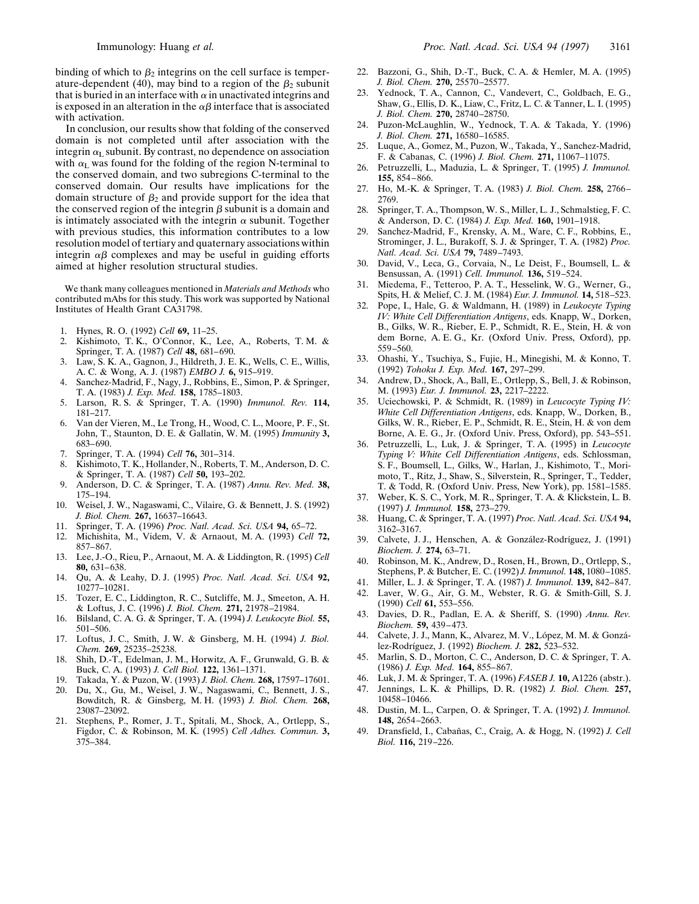binding of which to $\beta_2$ integrins on the cell surface is temperature-dependent (40), may bind to a region of the $\beta_2$ subunit that is buried in an interface with $\alpha$ in unactivated integrins and is exposed in an alteration in the $\alpha\beta$ interface that is associated with activation.

In conclusion, our results show that folding of the conserved domain is not completed until after association with the integrin $\alpha_L$ subunit. By contrast, no dependence on association with $\alpha_L$ was found for the folding of the region N-terminal to the conserved domain, and two subregions C-terminal to the conserved domain. Our results have implications for the domain structure of $\beta_2$ and provide support for the idea that the conserved region of the integrin $\beta$ subunit is a domain and is intimately associated with the integrin $\alpha$ subunit. Together with previous studies, this information contributes to a low resolution model of tertiary and quaternary associations within integrin $\alpha\beta$ complexes and may be useful in guiding efforts aimed at higher resolution structural studies.

We thank many colleagues mentioned in *Materials and Methods* who contributed mAbs for this study. This work was supported by National Institutes of Health Grant CA31798.

1. Hynes, R. O. (1992) *Cell* **69,** 11–25.
2. Kishimoto, T. K., O'Connor, K., Lee, A., Roberts, T. M. & Springer, T. A. (1987) *Cell* **48,** 681–690.
3. Law, S. K. A., Gagnon, J., Hildreth, J. E. K., Wells, C. E., Willis, A. C. & Wong, A. J. (1987) *EMBO J.* **6,** 915–919.
4. Sanchez-Madrid, F., Nagy, J., Robbins, E., Simon, P. & Springer, T. A. (1983) *J. Exp. Med.* **158,** 1785–1803.
5. Larson, R. S. & Springer, T. A. (1990) *Immunol. Rev.* **114,** 181–217.
6. Van der Vieren, M., Le Trong, H., Wood, C. L., Moore, P. F., St. John, T., Staunton, D. E. & Gallatin, W. M. (1995) *Immunity* **3,** 683–690.
7. Springer, T. A. (1994) *Cell* **76,** 301–314.
8. Kishimoto, T. K., Hollander, N., Roberts, T. M., Anderson, D. C. & Springer, T. A. (1987) *Cell* **50,** 193–202.
9. Anderson, D. C. & Springer, T. A. (1987) *Annu. Rev. Med.* **38,** 175–194.
10. Weisel, J. W., Nagaswami, C., Vilaire, G. & Bennett, J. S. (1992) *J. Biol. Chem.* **267,** 16637–16643.
11. Springer, T. A. (1996) *Proc. Natl. Acad. Sci. USA* **94,** 65–72.
12. Michishita, M., Videm, V. & Arnaout, M. A. (1993) *Cell* **72,** 857–867.
13. Lee, J.-O., Rieu, P., Arnaout, M. A. & Liddington, R. (1995) *Cell* **80,** 631–638.
14. Qu, A. & Leahy, D. J. (1995) *Proc. Natl. Acad. Sci. USA* **92,** 10277–10281.
15. Tozer, E. C., Liddington, R. C., Sutcliffe, M. J., Smeeton, A. H. & Loftus, J. C. (1996) *J. Biol. Chem.* **271,** 21978–21984.
16. Bilsland, C. A. G. & Springer, T. A. (1994) *J. Leukocyte Biol.* **55,** 501–506.
17. Loftus, J. C., Smith, J. W. & Ginsberg, M. H. (1994) *J. Biol. Chem.* **269,** 25235–25238.
18. Shih, D.-T., Edelman, J. M., Horwitz, A. F., Grunwald, G. B. & Buck, C. A. (1993) *J. Cell Biol.* **122,** 1361–1371.
19. Takada, Y. & Puzon, W. (1993) *J. Biol. Chem.* **268,** 17597–17601.
20. Du, X., Gu, M., Weisel, J. W., Nagaswami, C., Bennett, J. S., Bowditch, R. & Ginsberg, M. H. (1993) *J. Biol. Chem.* **268,** 23087–23092.
21. Stephens, P., Romer, J. T., Spitali, M., Shock, A., Ortlepp, S., Figdor, C. & Robinson, M. K. (1995) *Cell Adhes. Commun.* **3,** 375–384.
22. Bazzoni, G., Shih, D.-T., Buck, C. A. & Hemler, M. A. (1995) *J. Biol. Chem.* **270,** 25570–25577.
23. Yednock, T. A., Cannon, C., Vandevert, C., Goldbach, E. G., Shaw, G., Ellis, D. K., Liaw, C., Fritz, L. C. & Tanner, L. I. (1995) *J. Biol. Chem.* **270,** 28740–28750.
24. Puzon-McLaughlin, W., Yednock, T. A. & Takada, Y. (1996) *J. Biol. Chem.* **271,** 16580–16585.
25. Luque, A., Gomez, M., Puzon, W., Takada, Y., Sanchez-Madrid, F. & Cabanas, C. (1996) *J. Biol. Chem.* **271,** 11067–11075.
26. Petruzzelli, L., Maduzia, L. & Springer, T. (1995) *J. Immunol.* **155,** 854–866.
27. Ho, M.-K. & Springer, T. A. (1983) *J. Biol. Chem.* **258,** 2766–2769.
28. Springer, T. A., Thompson, W. S., Miller, L. J., Schmalstieg, F. C. & Anderson, D. C. (1984) *J. Exp. Med.* **160,** 1901–1918.
29. Sanchez-Madrid, F., Krensky, A. M., Ware, C. F., Robbins, E., Strominger, J. L., Burakoff, S. J. & Springer, T. A. (1982) *Proc. Natl. Acad. Sci. USA* **79,** 7489–7493.
30. David, V., Leca, G., Corvaia, N., Le Deist, F., Boumsell, L. & Bensussan, A. (1991) *Cell. Immunol.* **136,** 519–524.
31. Miedema, F., Tetteroo, P. A. T., Hesselink, W. G., Werner, G., Spits, H. & Melief, C. J. M. (1984) *Eur. J. Immunol.* **14,** 518–523.
32. Pope, I., Hale, G. & Waldmann, H. (1989) in *Leukocyte Typing IV: White Cell Differentiation Antigens*, eds. Knapp, W., Dorken, B., Gilks, W. R., Rieber, E. P., Schmidt, R. E., Stein, H. & von dem Borne, A. E. G., Kr. (Oxford Univ. Press, Oxford), pp. 559–560.
33. Ohashi, Y., Tsuchiya, S., Fujie, H., Minegishi, M. & Konno, T. (1992) *Tohoku J. Exp. Med.* **167,** 297–299.
34. Andrew, D., Shock, A., Ball, E., Ortlepp, S., Bell, J. & Robinson, M. (1993) *Eur. J. Immunol.* **23,** 2217–2222.
35. Uciechowski, P. & Schmidt, R. (1989) in *Leucocyte Typing IV: White Cell Differentiation Antigens*, eds. Knapp, W., Dorken, B., Gilks, W. R., Rieber, E. P., Schmidt, R. E., Stein, H. & von dem Borne, A. E. G., Jr. (Oxford Univ. Press, Oxford), pp. 543–551.
36. Petruzzelli, L., Luk, J. & Springer, T. A. (1995) in *Leucocyte Typing V: White Cell Differentiation Antigens*, eds. Schlossman, S. F., Boumsell, L., Gilks, W., Harlan, J., Kishimoto, T., Morimoto, T., Ritz, J., Shaw, S., Silverstein, R., Springer, T., Tedder, T. & Todd, R. (Oxford Univ. Press, New York), pp. 1581–1585.
37. Weber, K. S. C., York, M. R., Springer, T. A. & Klickstein, L. B. (1997) *J. Immunol.* **158,** 273–279.
38. Huang, C. & Springer, T. A. (1997) *Proc. Natl. Acad. Sci. USA* **94,** 3162–3167.
39. Calvete, J. J., Henschen, A. & González-Rodríguez, J. (1991) *Biochem. J.* **274,** 63–71.
40. Robinson, M. K., Andrew, D., Rosen, H., Brown, D., Ortlepp, S., Stephens, P. & Butcher, E. C. (1992) *J. Immunol.* **148,** 1080–1085.
41. Miller, L. J. & Springer, T. A. (1987) *J. Immunol.* **139,** 842–847.
42. Laver, W. G., Air, G. M., Webster, R. G. & Smith-Gill, S. J. (1990) *Cell* **61,** 553–556.
43. Davies, D. R., Padlan, E. A. & Sheriff, S. (1990) *Annu. Rev. Biochem.* **59,** 439–473.
44. Calvete, J. J., Mann, K., Alvarez, M. V., López, M. M. & González-Rodríguez, J. (1992) *Biochem. J.* **282,** 523–532.
45. Marlin, S. D., Morton, C. C., Anderson, D. C. & Springer, T. A. (1986) *J. Exp. Med.* **164,** 855–867.
46. Luk, J. M. & Springer, T. A. (1996) *FASEB J.* **10,** A1226 (abstr.).
47. Jennings, L. K. & Phillips, D. R. (1982) *J. Biol. Chem.* **257,** 10458–10466.
48. Dustin, M. L., Carpen, O. & Springer, T. A. (1992) *J. Immunol.* **148,** 2654–2663.
49. Dransfield, I., Cabañas, C., Craig, A. & Hogg, N. (1992) *J. Cell Biol.* **116,** 219–226.